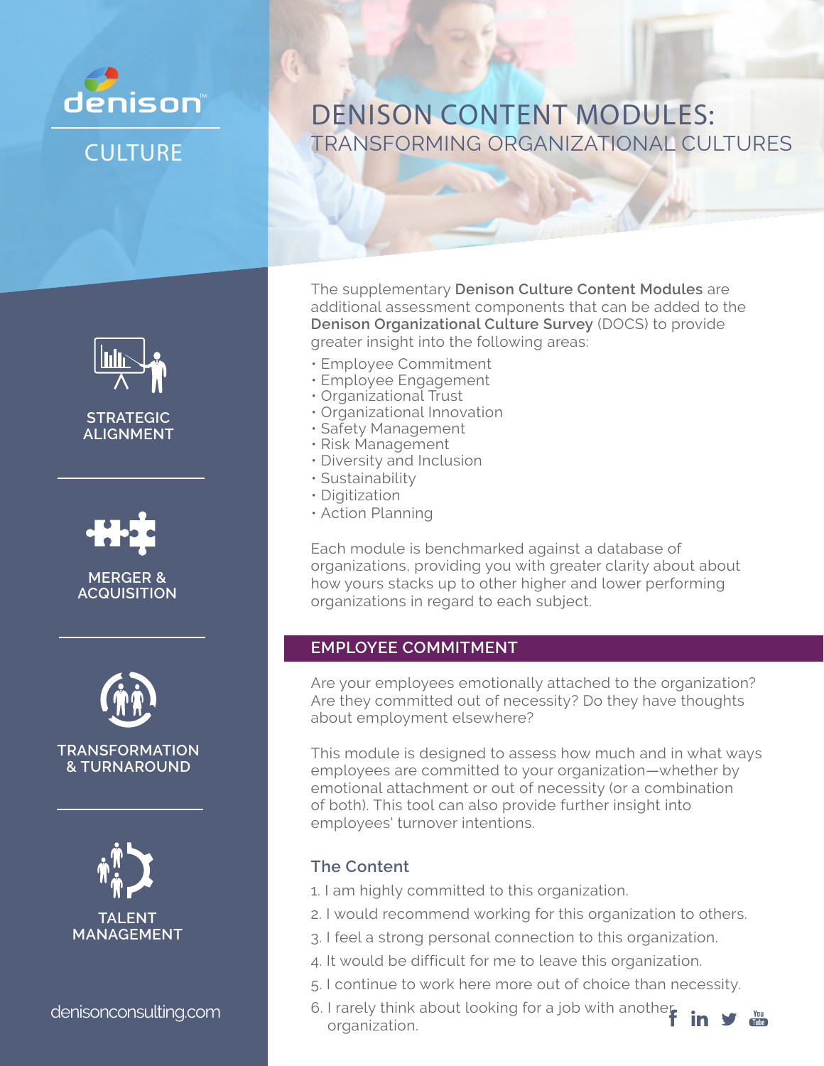denison

CULTURE

# DENISON CONTENT MODULES:
## TRANSFORMING ORGANIZATIONAL CULTURES

STRATEGIC ALIGNMENT

MERGER & ACQUISITION

TRANSFORMATION & TURNAROUND

TALENT MANAGEMENT

The supplementary **Denison Culture Content Modules** are additional assessment components that can be added to the **Denison Organizational Culture Survey** (DOCS) to provide greater insight into the following areas:

- Employee Commitment
- Employee Engagement
- Organizational Trust
- Organizational Innovation
- Safety Management
- Risk Management
- Diversity and Inclusion
- Sustainability
- Digitization
- Action Planning

Each module is benchmarked against a database of organizations, providing you with greater clarity about about how yours stacks up to other higher and lower performing organizations in regard to each subject.

## EMPLOYEE COMMITMENT

Are your employees emotionally attached to the organization? Are they committed out of necessity? Do they have thoughts about employment elsewhere?

This module is designed to assess how much and in what ways employees are committed to your organization—whether by emotional attachment or out of necessity (or a combination of both). This tool can also provide further insight into employees' turnover intentions.

### The Content

1. I am highly committed to this organization.
2. I would recommend working for this organization to others.
3. I feel a strong personal connection to this organization.
4. It would be difficult for me to leave this organization.
5. I continue to work here more out of choice than necessity.
6. I rarely think about looking for a job with another organization.

denisonconsulting.com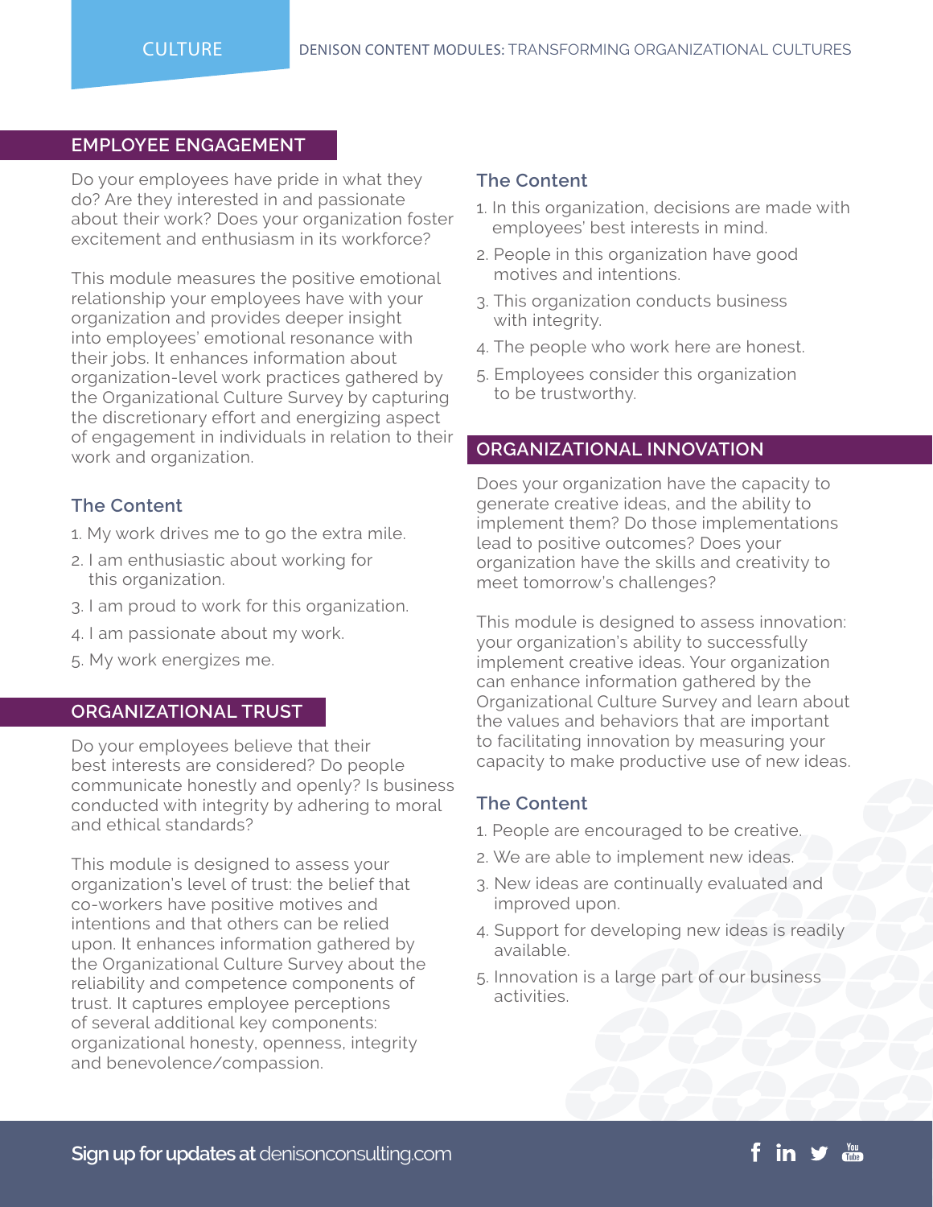## EMPLOYEE ENGAGEMENT

Do your employees have pride in what they do? Are they interested in and passionate about their work? Does your organization foster excitement and enthusiasm in its workforce?

This module measures the positive emotional relationship your employees have with your organization and provides deeper insight into employees' emotional resonance with their jobs. It enhances information about organization-level work practices gathered by the Organizational Culture Survey by capturing the discretionary effort and energizing aspect of engagement in individuals in relation to their work and organization.

### The Content

1. My work drives me to go the extra mile.
2. I am enthusiastic about working for this organization.
3. I am proud to work for this organization.
4. I am passionate about my work.
5. My work energizes me.

## ORGANIZATIONAL TRUST

Do your employees believe that their best interests are considered? Do people communicate honestly and openly? Is business conducted with integrity by adhering to moral and ethical standards?

This module is designed to assess your organization's level of trust: the belief that co-workers have positive motives and intentions and that others can be relied upon. It enhances information gathered by the Organizational Culture Survey about the reliability and competence components of trust. It captures employee perceptions of several additional key components: organizational honesty, openness, integrity and benevolence/compassion.

### The Content

1. In this organization, decisions are made with employees' best interests in mind.
2. People in this organization have good motives and intentions.
3. This organization conducts business with integrity.
4. The people who work here are honest.
5. Employees consider this organization to be trustworthy.

## ORGANIZATIONAL INNOVATION

Does your organization have the capacity to generate creative ideas, and the ability to implement them? Do those implementations lead to positive outcomes? Does your organization have the skills and creativity to meet tomorrow's challenges?

This module is designed to assess innovation: your organization's ability to successfully implement creative ideas. Your organization can enhance information gathered by the Organizational Culture Survey and learn about the values and behaviors that are important to facilitating innovation by measuring your capacity to make productive use of new ideas.

### The Content

1. People are encouraged to be creative.
2. We are able to implement new ideas.
3. New ideas are continually evaluated and improved upon.
4. Support for developing new ideas is readily available.
5. Innovation is a large part of our business activities.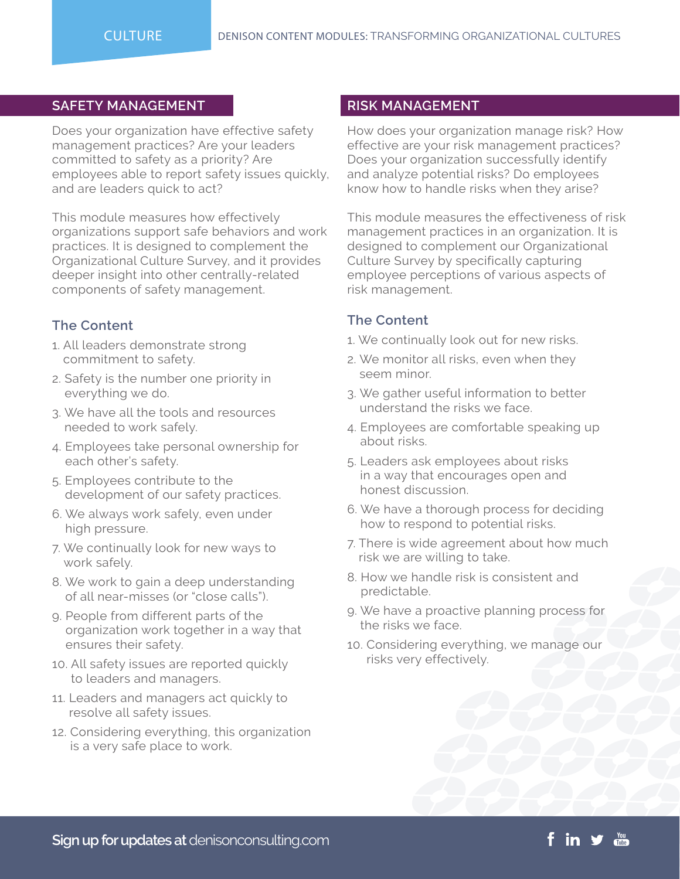## SAFETY MANAGEMENT

Does your organization have effective safety management practices? Are your leaders committed to safety as a priority? Are employees able to report safety issues quickly, and are leaders quick to act?

This module measures how effectively organizations support safe behaviors and work practices. It is designed to complement the Organizational Culture Survey, and it provides deeper insight into other centrally-related components of safety management.

### The Content

1. All leaders demonstrate strong commitment to safety.
2. Safety is the number one priority in everything we do.
3. We have all the tools and resources needed to work safely.
4. Employees take personal ownership for each other's safety.
5. Employees contribute to the development of our safety practices.
6. We always work safely, even under high pressure.
7. We continually look for new ways to work safely.
8. We work to gain a deep understanding of all near-misses (or "close calls").
9. People from different parts of the organization work together in a way that ensures their safety.
10. All safety issues are reported quickly to leaders and managers.
11. Leaders and managers act quickly to resolve all safety issues.
12. Considering everything, this organization is a very safe place to work.

## RISK MANAGEMENT

How does your organization manage risk? How effective are your risk management practices? Does your organization successfully identify and analyze potential risks? Do employees know how to handle risks when they arise?

This module measures the effectiveness of risk management practices in an organization. It is designed to complement our Organizational Culture Survey by specifically capturing employee perceptions of various aspects of risk management.

### The Content

1. We continually look out for new risks.
2. We monitor all risks, even when they seem minor.
3. We gather useful information to better understand the risks we face.
4. Employees are comfortable speaking up about risks.
5. Leaders ask employees about risks in a way that encourages open and honest discussion.
6. We have a thorough process for deciding how to respond to potential risks.
7. There is wide agreement about how much risk we are willing to take.
8. How we handle risk is consistent and predictable.
9. We have a proactive planning process for the risks we face.
10. Considering everything, we manage our risks very effectively.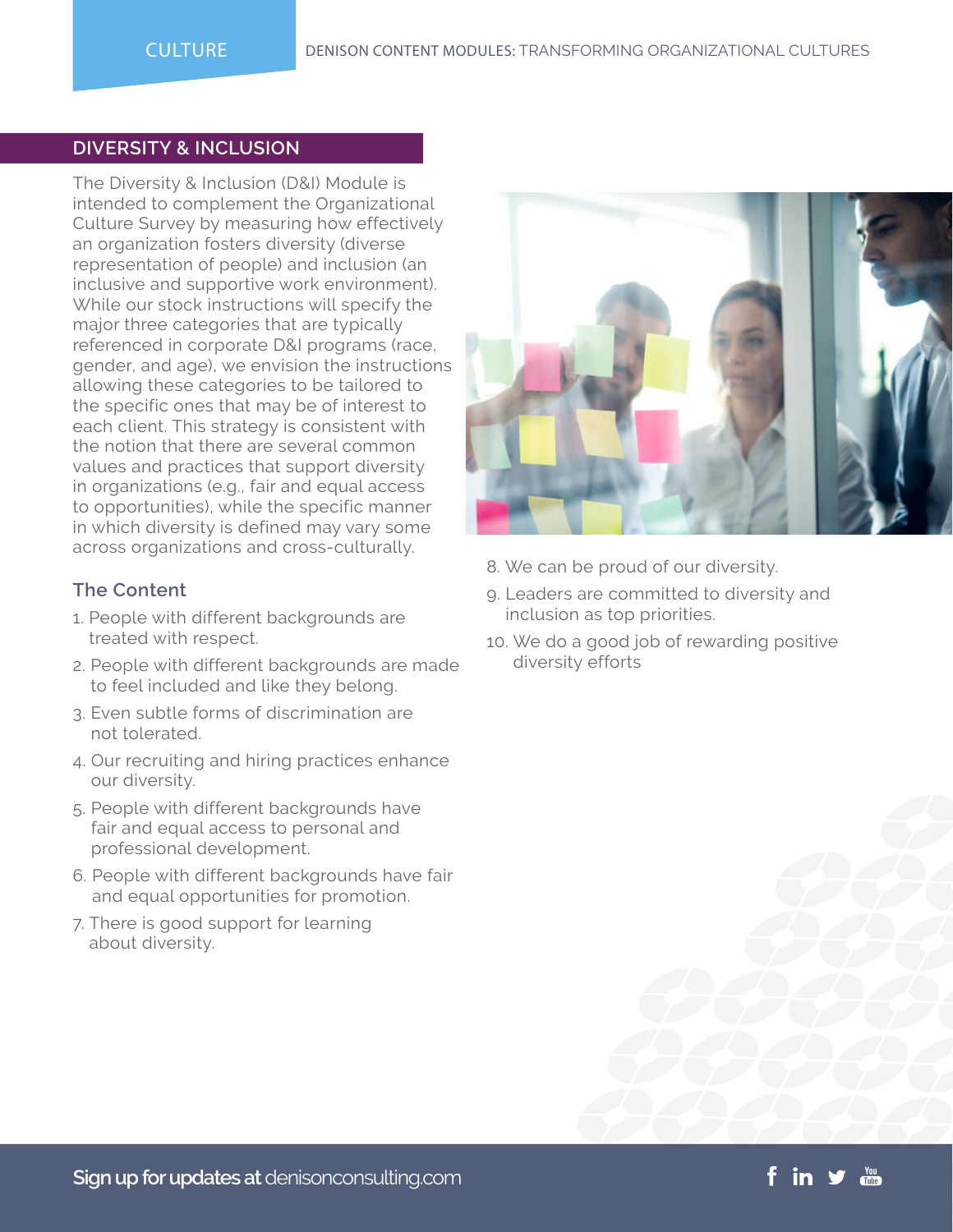## DIVERSITY & INCLUSION

The Diversity & Inclusion (D&I) Module is intended to complement the Organizational Culture Survey by measuring how effectively an organization fosters diversity (diverse representation of people) and inclusion (an inclusive and supportive work environment). While our stock instructions will specify the major three categories that are typically referenced in corporate D&I programs (race, gender, and age), we envision the instructions allowing these categories to be tailored to the specific ones that may be of interest to each client. This strategy is consistent with the notion that there are several common values and practices that support diversity in organizations (e.g., fair and equal access to opportunities), while the specific manner in which diversity is defined may vary some across organizations and cross-culturally.

### The Content

1. People with different backgrounds are treated with respect.
2. People with different backgrounds are made to feel included and like they belong.
3. Even subtle forms of discrimination are not tolerated.
4. Our recruiting and hiring practices enhance our diversity.
5. People with different backgrounds have fair and equal access to personal and professional development.
6. People with different backgrounds have fair and equal opportunities for promotion.
7. There is good support for learning about diversity.
8. We can be proud of our diversity.
9. Leaders are committed to diversity and inclusion as top priorities.
10. We do a good job of rewarding positive diversity efforts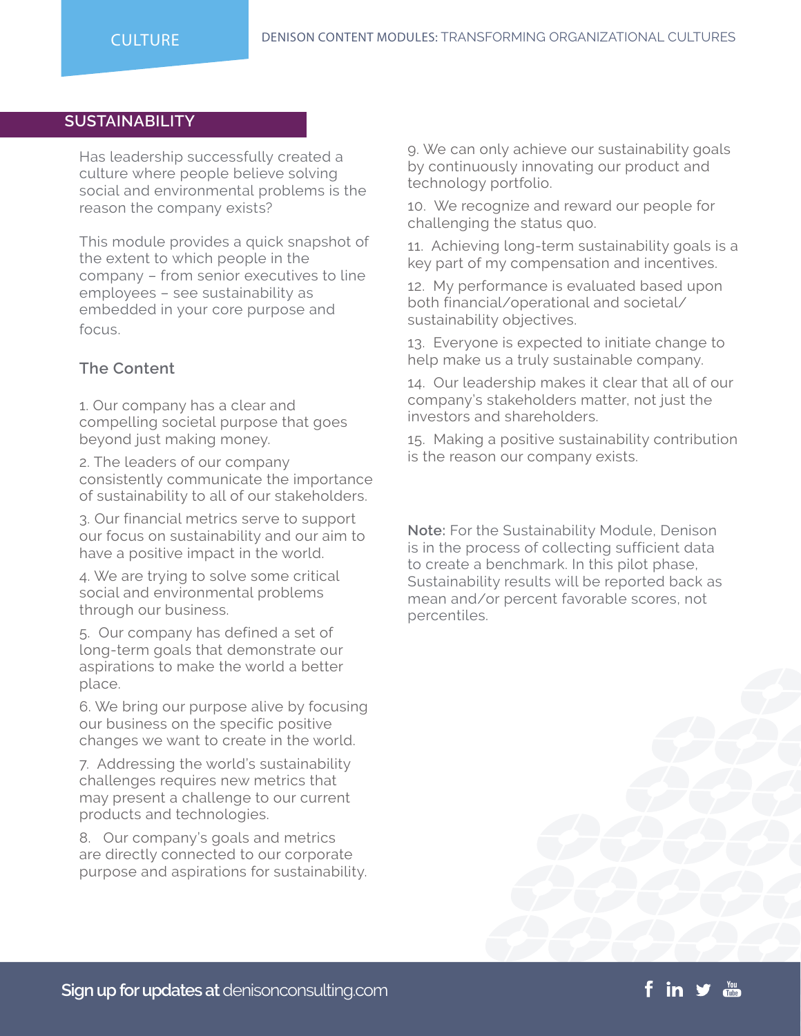## SUSTAINABILITY

Has leadership successfully created a culture where people believe solving social and environmental problems is the reason the company exists?

This module provides a quick snapshot of the extent to which people in the company – from senior executives to line employees – see sustainability as embedded in your core purpose and focus.

### The Content

1. Our company has a clear and compelling societal purpose that goes beyond just making money.
2. The leaders of our company consistently communicate the importance of sustainability to all of our stakeholders.
3. Our financial metrics serve to support our focus on sustainability and our aim to have a positive impact in the world.
4. We are trying to solve some critical social and environmental problems through our business.
5. Our company has defined a set of long-term goals that demonstrate our aspirations to make the world a better place.
6. We bring our purpose alive by focusing our business on the specific positive changes we want to create in the world.
7. Addressing the world's sustainability challenges requires new metrics that may present a challenge to our current products and technologies.
8. Our company's goals and metrics are directly connected to our corporate purpose and aspirations for sustainability.
9. We can only achieve our sustainability goals by continuously innovating our product and technology portfolio.
10. We recognize and reward our people for challenging the status quo.
11. Achieving long-term sustainability goals is a key part of my compensation and incentives.
12. My performance is evaluated based upon both financial/operational and societal/sustainability objectives.
13. Everyone is expected to initiate change to help make us a truly sustainable company.
14. Our leadership makes it clear that all of our company's stakeholders matter, not just the investors and shareholders.
15. Making a positive sustainability contribution is the reason our company exists.

**Note:** For the Sustainability Module, Denison is in the process of collecting sufficient data to create a benchmark. In this pilot phase, Sustainability results will be reported back as mean and/or percent favorable scores, not percentiles.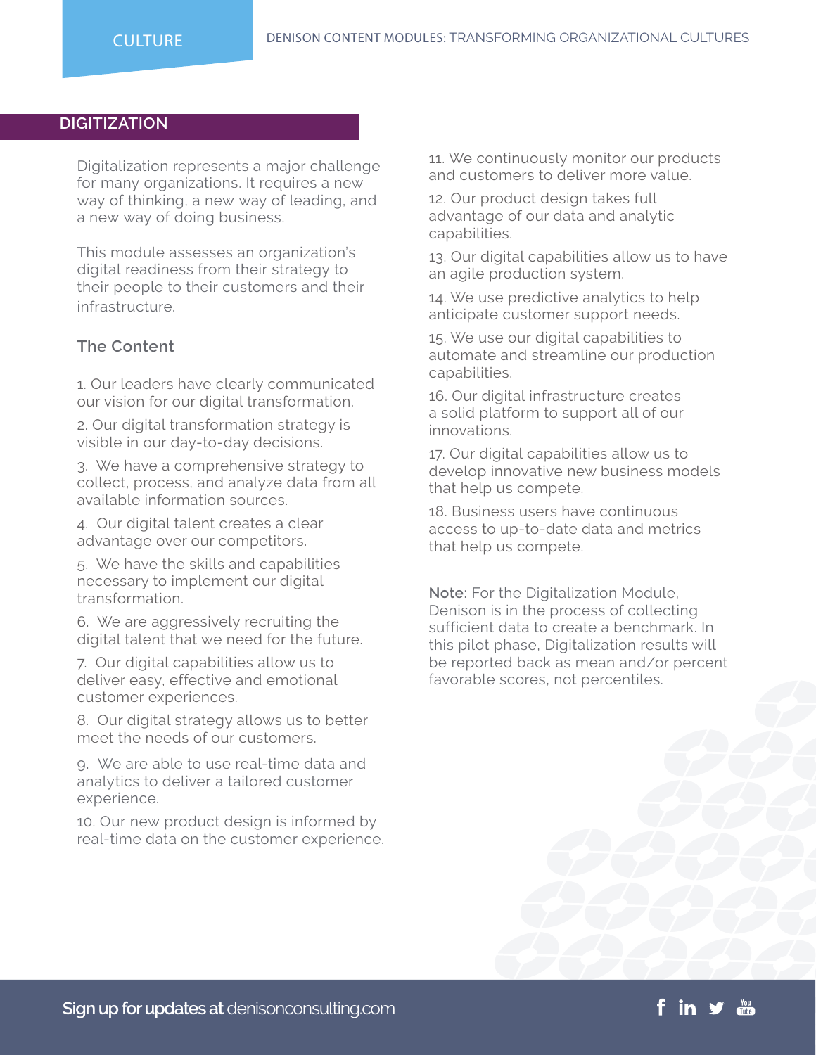## DIGITIZATION

Digitalization represents a major challenge for many organizations. It requires a new way of thinking, a new way of leading, and a new way of doing business.

This module assesses an organization's digital readiness from their strategy to their people to their customers and their infrastructure.

### The Content

1. Our leaders have clearly communicated our vision for our digital transformation.
2. Our digital transformation strategy is visible in our day-to-day decisions.
3. We have a comprehensive strategy to collect, process, and analyze data from all available information sources.
4. Our digital talent creates a clear advantage over our competitors.
5. We have the skills and capabilities necessary to implement our digital transformation.
6. We are aggressively recruiting the digital talent that we need for the future.
7. Our digital capabilities allow us to deliver easy, effective and emotional customer experiences.
8. Our digital strategy allows us to better meet the needs of our customers.
9. We are able to use real-time data and analytics to deliver a tailored customer experience.
10. Our new product design is informed by real-time data on the customer experience.
11. We continuously monitor our products and customers to deliver more value.
12. Our product design takes full advantage of our data and analytic capabilities.
13. Our digital capabilities allow us to have an agile production system.
14. We use predictive analytics to help anticipate customer support needs.
15. We use our digital capabilities to automate and streamline our production capabilities.
16. Our digital infrastructure creates a solid platform to support all of our innovations.
17. Our digital capabilities allow us to develop innovative new business models that help us compete.
18. Business users have continuous access to up-to-date data and metrics that help us compete.

**Note:** For the Digitalization Module, Denison is in the process of collecting sufficient data to create a benchmark. In this pilot phase, Digitalization results will be reported back as mean and/or percent favorable scores, not percentiles.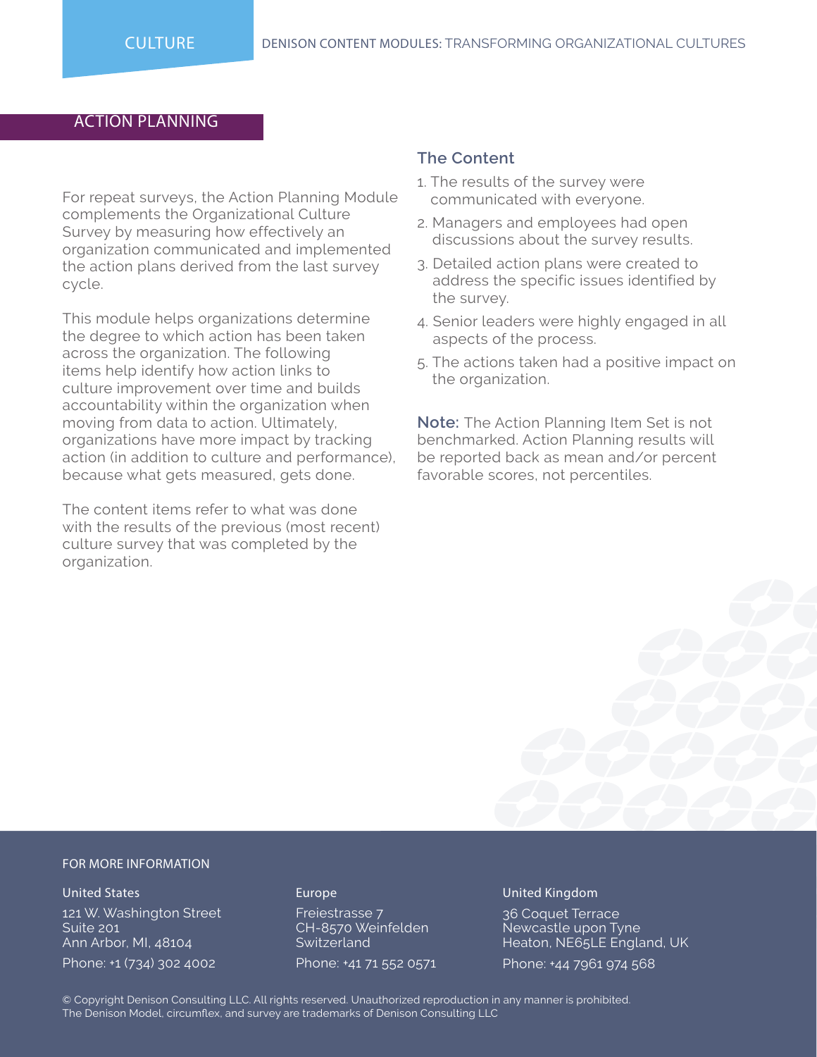## ACTION PLANNING

For repeat surveys, the Action Planning Module complements the Organizational Culture Survey by measuring how effectively an organization communicated and implemented the action plans derived from the last survey cycle.

This module helps organizations determine the degree to which action has been taken across the organization. The following items help identify how action links to culture improvement over time and builds accountability within the organization when moving from data to action. Ultimately, organizations have more impact by tracking action (in addition to culture and performance), because what gets measured, gets done.

The content items refer to what was done with the results of the previous (most recent) culture survey that was completed by the organization.

### The Content

1. The results of the survey were communicated with everyone.
2. Managers and employees had open discussions about the survey results.
3. Detailed action plans were created to address the specific issues identified by the survey.
4. Senior leaders were highly engaged in all aspects of the process.
5. The actions taken had a positive impact on the organization.

**Note:** The Action Planning Item Set is not benchmarked. Action Planning results will be reported back as mean and/or percent favorable scores, not percentiles.

### FOR MORE INFORMATION

**United States**
121 W. Washington Street
Suite 201
Ann Arbor, MI, 48104
Phone: +1 (734) 302 4002

**Europe**
Freiestrasse 7
CH-8570 Weinfelden
Switzerland
Phone: +41 71 552 0571

**United Kingdom**
36 Coquet Terrace
Newcastle upon Tyne
Heaton, NE65LE England, UK
Phone: +44 7961 974 568

© Copyright Denison Consulting LLC. All rights reserved. Unauthorized reproduction in any manner is prohibited.
The Denison Model, circumflex, and survey are trademarks of Denison Consulting LLC